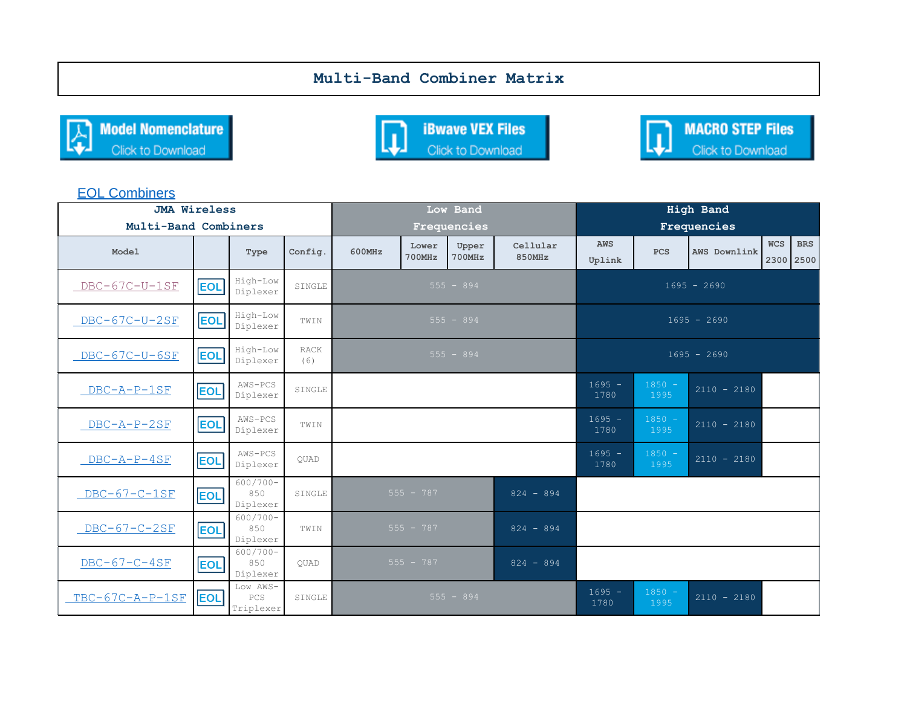# Multi-Band Combiner Matrix

Model Nomenclature Click to Download

iBwave VEX Files Click to Download

MACRO STEP Files Click to Download

EOL Combiners

| JMA Wireless Multi-Band Combiners | | | | Low Band Frequencies | | | | High Band Frequencies | | | | |
|---|---|---|---|---|---|---|---|---|---|---|---|---|
| Model | | Type | Config. | 600MHz | Lower 700MHz | Upper 700MHz | Cellular 850MHz | AWS Uplink | PCS | AWS Downlink | WCS 2300 | BRS 2500 |
| DBC-67C-U-1SF | EOL | High-Low Diplexer | SINGLE | 555 - 894 | | | | 1695 - 2690 | | | | |
| DBC-67C-U-2SF | EOL | High-Low Diplexer | TWIN | 555 - 894 | | | | 1695 - 2690 | | | | |
| DBC-67C-U-6SF | EOL | High-Low Diplexer | RACK (6) | 555 - 894 | | | | 1695 - 2690 | | | | |
| DBC-A-P-1SF | EOL | AWS-PCS Diplexer | SINGLE | | | | | 1695 - 1780 | 1850 - 1995 | 2110 - 2180 | | |
| DBC-A-P-2SF | EOL | AWS-PCS Diplexer | TWIN | | | | | 1695 - 1780 | 1850 - 1995 | 2110 - 2180 | | |
| DBC-A-P-4SF | EOL | AWS-PCS Diplexer | QUAD | | | | | 1695 - 1780 | 1850 - 1995 | 2110 - 2180 | | |
| DBC-67-C-1SF | EOL | 600/700-850 Diplexer | SINGLE | 555 - 787 | | | 824 - 894 | | | | | |
| DBC-67-C-2SF | EOL | 600/700-850 Diplexer | TWIN | 555 - 787 | | | 824 - 894 | | | | | |
| DBC-67-C-4SF | EOL | 600/700-850 Diplexer | QUAD | 555 - 787 | | | 824 - 894 | | | | | |
| TBC-67C-A-P-1SF | EOL | Low AWS-PCS Triplexer | SINGLE | 555 - 894 | | | | 1695 - 1780 | 1850 - 1995 | 2110 - 2180 | | |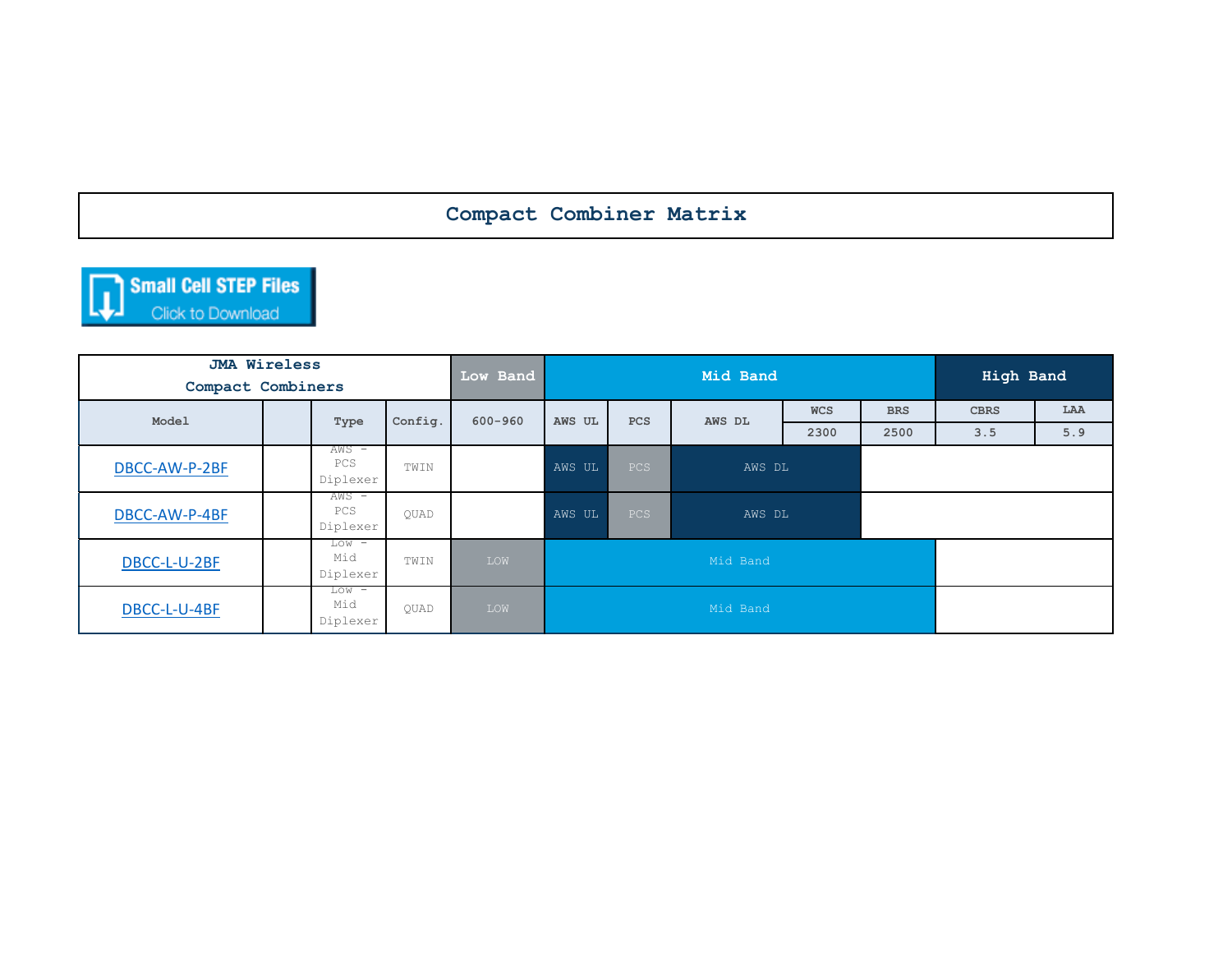# Compact Combiner Matrix

Small Cell STEP Files
Click to Download

| JMA Wireless Compact Combiners | | | | Low Band | Mid Band | | | | | High Band | |
|---|---|---|---|---|---|---|---|---|---|---|---|
| Model | | Type | Config. | 600-960 | AWS UL | PCS | AWS DL | WCS | BRS | CBRS | LAA |
| | | | | | | | | 2300 | 2500 | 3.5 | 5.9 |
| DBCC-AW-P-2BF | | AWS - PCS Diplexer | TWIN | | AWS UL | PCS | AWS DL | | | | |
| DBCC-AW-P-4BF | | AWS - PCS Diplexer | QUAD | | AWS UL | PCS | AWS DL | | | | |
| DBCC-L-U-2BF | | Low - Mid Diplexer | TWIN | LOW | Mid Band | | | | | | |
| DBCC-L-U-4BF | | Low - Mid Diplexer | QUAD | LOW | Mid Band | | | | | | |